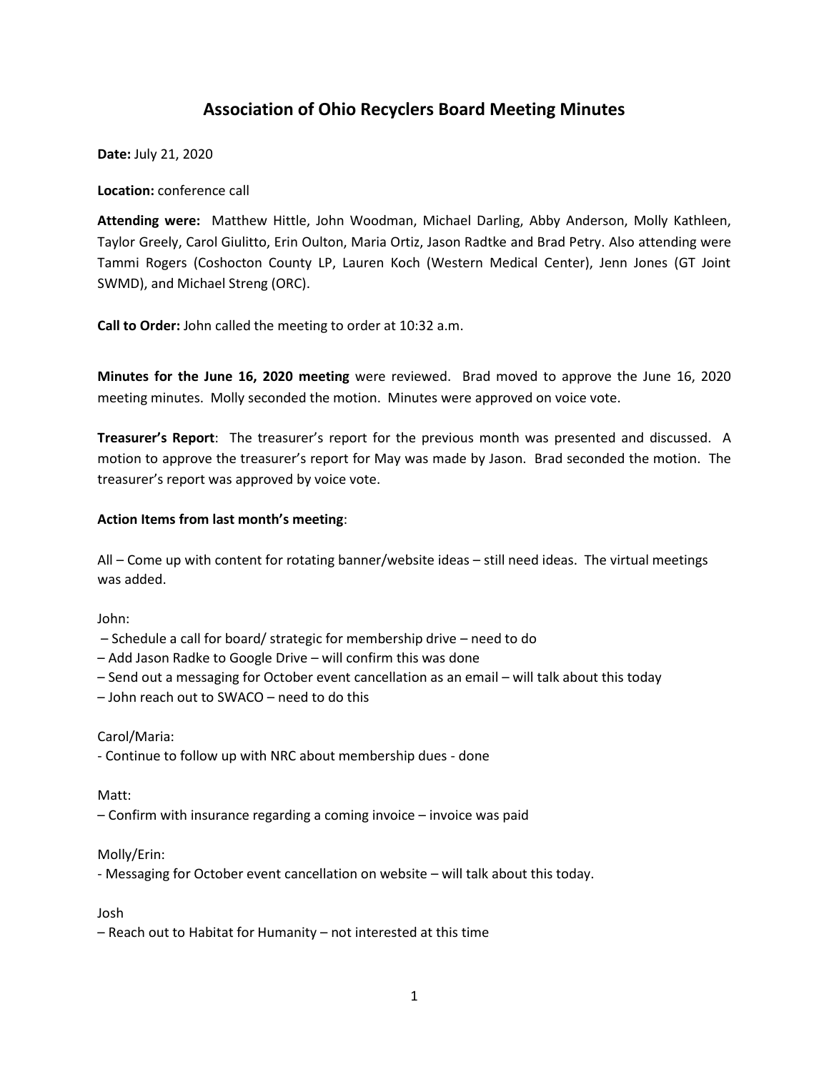# Association of Ohio Recyclers Board Meeting Minutes

**Date:** July 21, 2020

**Location:** conference call

**Attending were:** Matthew Hittle, John Woodman, Michael Darling, Abby Anderson, Molly Kathleen, Taylor Greely, Carol Giulitto, Erin Oulton, Maria Ortiz, Jason Radtke and Brad Petry. Also attending were Tammi Rogers (Coshocton County LP, Lauren Koch (Western Medical Center), Jenn Jones (GT Joint SWMD), and Michael Streng (ORC).

**Call to Order:** John called the meeting to order at 10:32 a.m.

**Minutes for the June 16, 2020 meeting** were reviewed. Brad moved to approve the June 16, 2020 meeting minutes. Molly seconded the motion. Minutes were approved on voice vote.

**Treasurer's Report**: The treasurer's report for the previous month was presented and discussed. A motion to approve the treasurer's report for May was made by Jason. Brad seconded the motion. The treasurer's report was approved by voice vote.

**Action Items from last month's meeting**:

All – Come up with content for rotating banner/website ideas – still need ideas. The virtual meetings was added.

John:

– Schedule a call for board/ strategic for membership drive – need to do
– Add Jason Radke to Google Drive – will confirm this was done
– Send out a messaging for October event cancellation as an email – will talk about this today
– John reach out to SWACO – need to do this

Carol/Maria:

- Continue to follow up with NRC about membership dues - done

Matt:

– Confirm with insurance regarding a coming invoice – invoice was paid

Molly/Erin:

- Messaging for October event cancellation on website – will talk about this today.

Josh

– Reach out to Habitat for Humanity – not interested at this time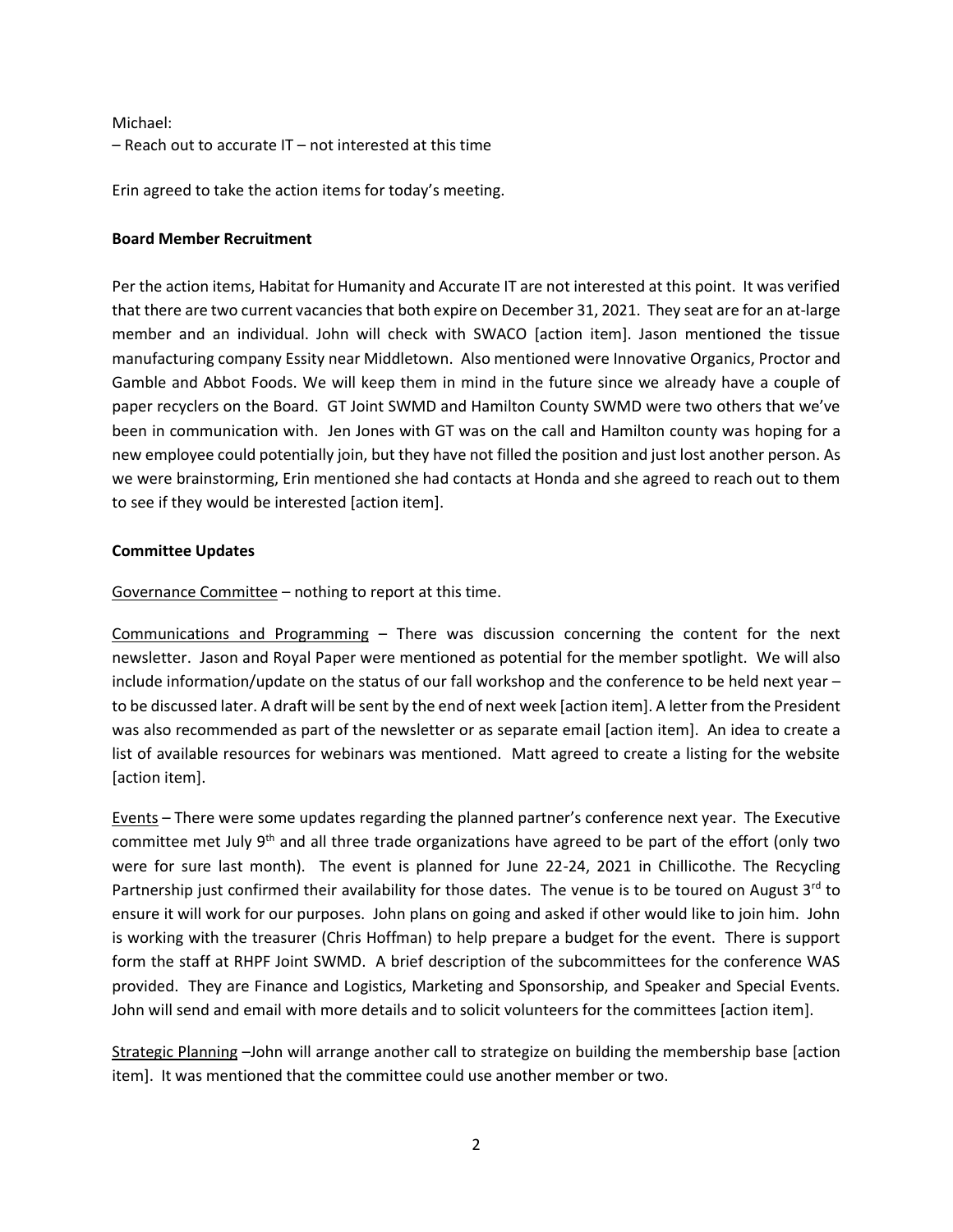Michael:
– Reach out to accurate IT – not interested at this time

Erin agreed to take the action items for today's meeting.

**Board Member Recruitment**

Per the action items, Habitat for Humanity and Accurate IT are not interested at this point. It was verified that there are two current vacancies that both expire on December 31, 2021. They seat are for an at-large member and an individual. John will check with SWACO [action item]. Jason mentioned the tissue manufacturing company Essity near Middletown. Also mentioned were Innovative Organics, Proctor and Gamble and Abbot Foods. We will keep them in mind in the future since we already have a couple of paper recyclers on the Board. GT Joint SWMD and Hamilton County SWMD were two others that we've been in communication with. Jen Jones with GT was on the call and Hamilton county was hoping for a new employee could potentially join, but they have not filled the position and just lost another person. As we were brainstorming, Erin mentioned she had contacts at Honda and she agreed to reach out to them to see if they would be interested [action item].

**Committee Updates**

Governance Committee – nothing to report at this time.

Communications and Programming – There was discussion concerning the content for the next newsletter. Jason and Royal Paper were mentioned as potential for the member spotlight. We will also include information/update on the status of our fall workshop and the conference to be held next year – to be discussed later. A draft will be sent by the end of next week [action item]. A letter from the President was also recommended as part of the newsletter or as separate email [action item]. An idea to create a list of available resources for webinars was mentioned. Matt agreed to create a listing for the website [action item].

Events – There were some updates regarding the planned partner's conference next year. The Executive committee met July 9th and all three trade organizations have agreed to be part of the effort (only two were for sure last month). The event is planned for June 22-24, 2021 in Chillicothe. The Recycling Partnership just confirmed their availability for those dates. The venue is to be toured on August 3rd to ensure it will work for our purposes. John plans on going and asked if other would like to join him. John is working with the treasurer (Chris Hoffman) to help prepare a budget for the event. There is support form the staff at RHPF Joint SWMD. A brief description of the subcommittees for the conference WAS provided. They are Finance and Logistics, Marketing and Sponsorship, and Speaker and Special Events. John will send and email with more details and to solicit volunteers for the committees [action item].

Strategic Planning –John will arrange another call to strategize on building the membership base [action item]. It was mentioned that the committee could use another member or two.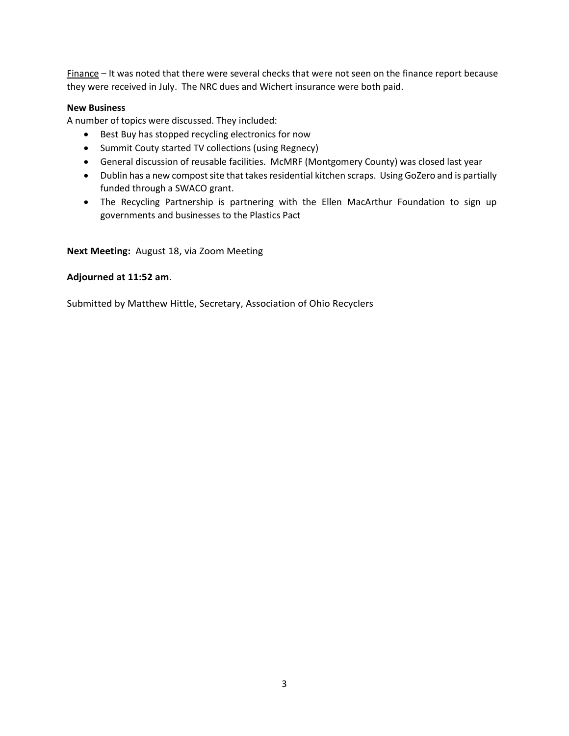Finance – It was noted that there were several checks that were not seen on the finance report because they were received in July. The NRC dues and Wichert insurance were both paid.

**New Business**

A number of topics were discussed. They included:

- Best Buy has stopped recycling electronics for now
- Summit Couty started TV collections (using Regnecy)
- General discussion of reusable facilities. McMRF (Montgomery County) was closed last year
- Dublin has a new compost site that takes residential kitchen scraps. Using GoZero and is partially funded through a SWACO grant.
- The Recycling Partnership is partnering with the Ellen MacArthur Foundation to sign up governments and businesses to the Plastics Pact

**Next Meeting:** August 18, via Zoom Meeting

**Adjourned at 11:52 am**.

Submitted by Matthew Hittle, Secretary, Association of Ohio Recyclers